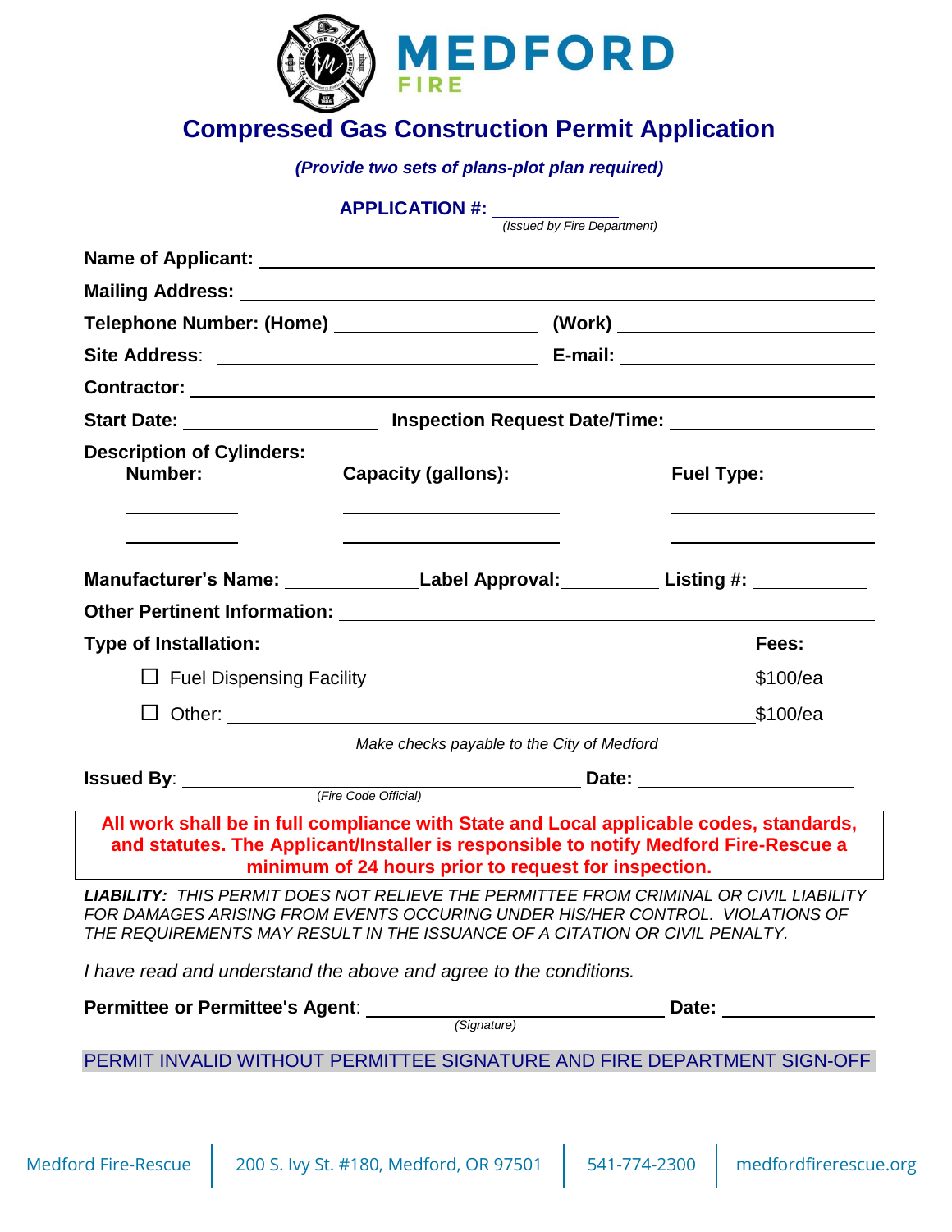MEDFORD FIRE

# Compressed Gas Construction Permit Application

***(Provide two sets of plans-plot plan required)***

**APPLICATION #:** ____________
*(Issued by Fire Department)*

**Name of Applicant:** ______________________________

**Mailing Address:** ______________________________

**Telephone Number: (Home)** ______________ **(Work)** ______________

**Site Address**: ______________ **E-mail:** ______________

**Contractor:** ______________________________

**Start Date:** ______________ **Inspection Request Date/Time:** ______________

**Description of Cylinders:**

| **Number:** | **Capacity (gallons):** | **Fuel Type:** |
|---|---|---|
| | | |
| | | |

**Manufacturer's Name:** __________ **Label Approval:** __________ **Listing #:** __________

**Other Pertinent Information:** ______________________________

| **Type of Installation:** | **Fees:** |
|---|---|
| ☐ Fuel Dispensing Facility | $100/ea |
| ☐ Other: ______________________________ | $100/ea |

*Make checks payable to the City of Medford*

**Issued By**: ______________________________ **Date:** ______________
(*Fire Code Official)*

**All work shall be in full compliance with State and Local applicable codes, standards, and statutes. The Applicant/Installer is responsible to notify Medford Fire-Rescue a minimum of 24 hours prior to request for inspection.**

***LIABILITY:*** *THIS PERMIT DOES NOT RELIEVE THE PERMITTEE FROM CRIMINAL OR CIVIL LIABILITY FOR DAMAGES ARISING FROM EVENTS OCCURING UNDER HIS/HER CONTROL. VIOLATIONS OF THE REQUIREMENTS MAY RESULT IN THE ISSUANCE OF A CITATION OR CIVIL PENALTY.*

*I have read and understand the above and agree to the conditions.*

**Permittee or Permittee's Agent**: ______________________________ **Date:** ______________
*(Signature)*

PERMIT INVALID WITHOUT PERMITTEE SIGNATURE AND FIRE DEPARTMENT SIGN-OFF

Medford Fire-Rescue | 200 S. Ivy St. #180, Medford, OR 97501 | 541-774-2300 | medfordfirerescue.org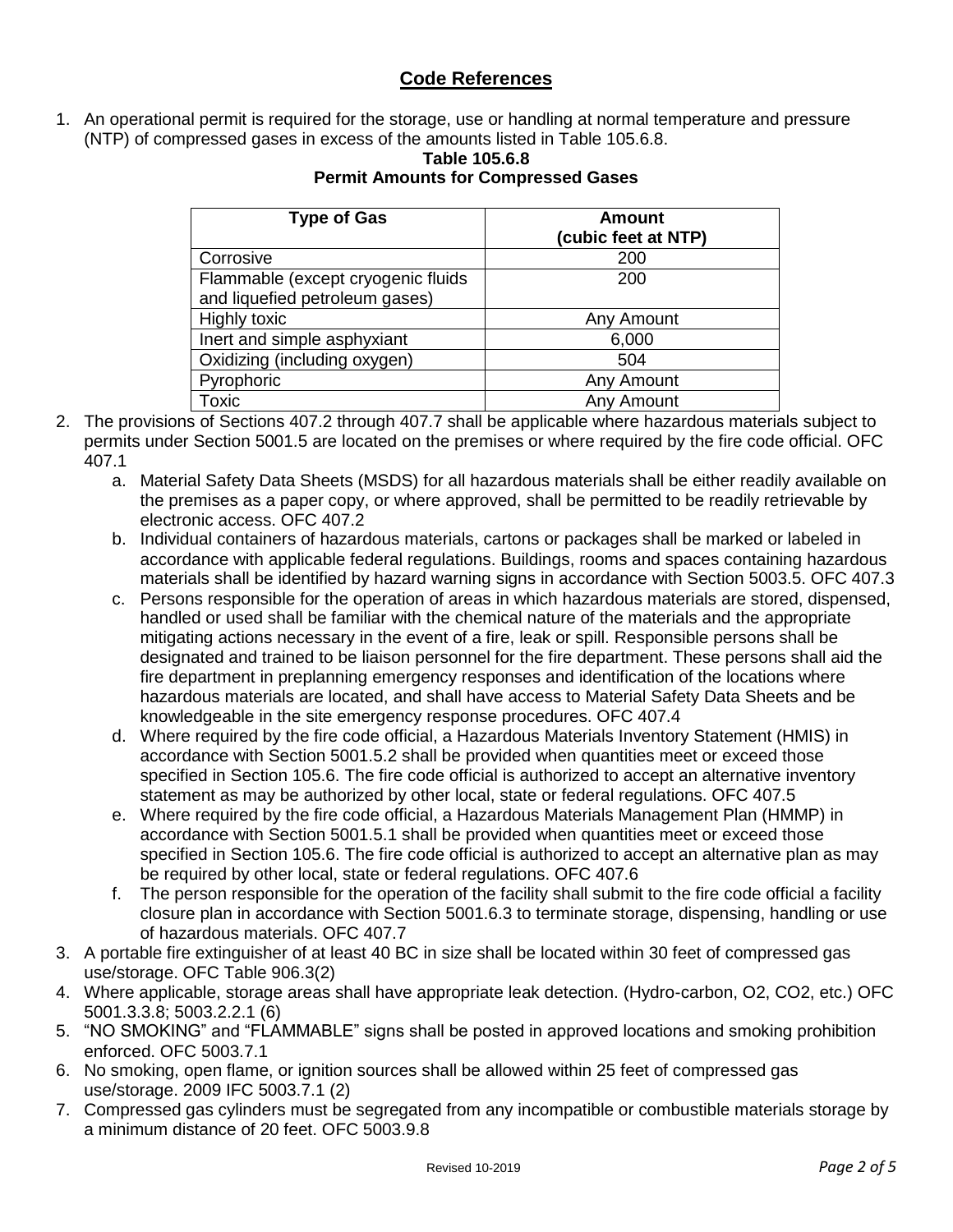## Code References

1. An operational permit is required for the storage, use or handling at normal temperature and pressure (NTP) of compressed gases in excess of the amounts listed in Table 105.6.8.

**Table 105.6.8**
**Permit Amounts for Compressed Gases**

| Type of Gas | Amount (cubic feet at NTP) |
|---|---|
| Corrosive | 200 |
| Flammable (except cryogenic fluids and liquefied petroleum gases) | 200 |
| Highly toxic | Any Amount |
| Inert and simple asphyxiant | 6,000 |
| Oxidizing (including oxygen) | 504 |
| Pyrophoric | Any Amount |
| Toxic | Any Amount |

2. The provisions of Sections 407.2 through 407.7 shall be applicable where hazardous materials subject to permits under Section 5001.5 are located on the premises or where required by the fire code official. OFC 407.1
   a. Material Safety Data Sheets (MSDS) for all hazardous materials shall be either readily available on the premises as a paper copy, or where approved, shall be permitted to be readily retrievable by electronic access. OFC 407.2
   b. Individual containers of hazardous materials, cartons or packages shall be marked or labeled in accordance with applicable federal regulations. Buildings, rooms and spaces containing hazardous materials shall be identified by hazard warning signs in accordance with Section 5003.5. OFC 407.3
   c. Persons responsible for the operation of areas in which hazardous materials are stored, dispensed, handled or used shall be familiar with the chemical nature of the materials and the appropriate mitigating actions necessary in the event of a fire, leak or spill. Responsible persons shall be designated and trained to be liaison personnel for the fire department. These persons shall aid the fire department in preplanning emergency responses and identification of the locations where hazardous materials are located, and shall have access to Material Safety Data Sheets and be knowledgeable in the site emergency response procedures. OFC 407.4
   d. Where required by the fire code official, a Hazardous Materials Inventory Statement (HMIS) in accordance with Section 5001.5.2 shall be provided when quantities meet or exceed those specified in Section 105.6. The fire code official is authorized to accept an alternative inventory statement as may be authorized by other local, state or federal regulations. OFC 407.5
   e. Where required by the fire code official, a Hazardous Materials Management Plan (HMMP) in accordance with Section 5001.5.1 shall be provided when quantities meet or exceed those specified in Section 105.6. The fire code official is authorized to accept an alternative plan as may be required by other local, state or federal regulations. OFC 407.6
   f. The person responsible for the operation of the facility shall submit to the fire code official a facility closure plan in accordance with Section 5001.6.3 to terminate storage, dispensing, handling or use of hazardous materials. OFC 407.7
3. A portable fire extinguisher of at least 40 BC in size shall be located within 30 feet of compressed gas use/storage. OFC Table 906.3(2)
4. Where applicable, storage areas shall have appropriate leak detection. (Hydro-carbon, O2, CO2, etc.) OFC 5001.3.3.8; 5003.2.2.1 (6)
5. "NO SMOKING" and "FLAMMABLE" signs shall be posted in approved locations and smoking prohibition enforced. OFC 5003.7.1
6. No smoking, open flame, or ignition sources shall be allowed within 25 feet of compressed gas use/storage. 2009 IFC 5003.7.1 (2)
7. Compressed gas cylinders must be segregated from any incompatible or combustible materials storage by a minimum distance of 20 feet. OFC 5003.9.8

Revised 10-2019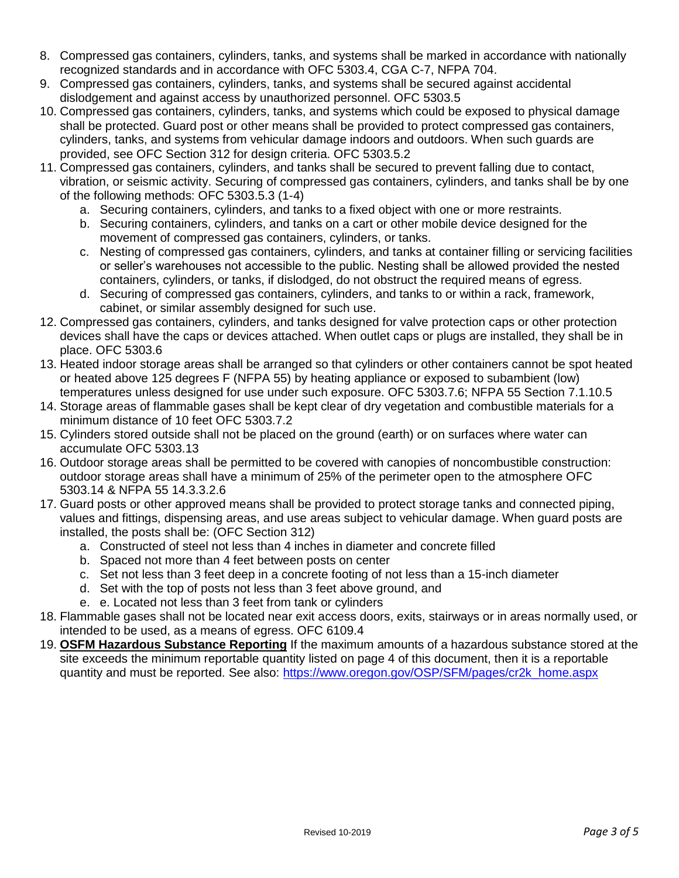8. Compressed gas containers, cylinders, tanks, and systems shall be marked in accordance with nationally recognized standards and in accordance with OFC 5303.4, CGA C-7, NFPA 704.
9. Compressed gas containers, cylinders, tanks, and systems shall be secured against accidental dislodgement and against access by unauthorized personnel. OFC 5303.5
10. Compressed gas containers, cylinders, tanks, and systems which could be exposed to physical damage shall be protected. Guard post or other means shall be provided to protect compressed gas containers, cylinders, tanks, and systems from vehicular damage indoors and outdoors. When such guards are provided, see OFC Section 312 for design criteria. OFC 5303.5.2
11. Compressed gas containers, cylinders, and tanks shall be secured to prevent falling due to contact, vibration, or seismic activity. Securing of compressed gas containers, cylinders, and tanks shall be by one of the following methods: OFC 5303.5.3 (1-4)
    a. Securing containers, cylinders, and tanks to a fixed object with one or more restraints.
    b. Securing containers, cylinders, and tanks on a cart or other mobile device designed for the movement of compressed gas containers, cylinders, or tanks.
    c. Nesting of compressed gas containers, cylinders, and tanks at container filling or servicing facilities or seller's warehouses not accessible to the public. Nesting shall be allowed provided the nested containers, cylinders, or tanks, if dislodged, do not obstruct the required means of egress.
    d. Securing of compressed gas containers, cylinders, and tanks to or within a rack, framework, cabinet, or similar assembly designed for such use.
12. Compressed gas containers, cylinders, and tanks designed for valve protection caps or other protection devices shall have the caps or devices attached. When outlet caps or plugs are installed, they shall be in place. OFC 5303.6
13. Heated indoor storage areas shall be arranged so that cylinders or other containers cannot be spot heated or heated above 125 degrees F (NFPA 55) by heating appliance or exposed to subambient (low) temperatures unless designed for use under such exposure. OFC 5303.7.6; NFPA 55 Section 7.1.10.5
14. Storage areas of flammable gases shall be kept clear of dry vegetation and combustible materials for a minimum distance of 10 feet OFC 5303.7.2
15. Cylinders stored outside shall not be placed on the ground (earth) or on surfaces where water can accumulate OFC 5303.13
16. Outdoor storage areas shall be permitted to be covered with canopies of noncombustible construction: outdoor storage areas shall have a minimum of 25% of the perimeter open to the atmosphere OFC 5303.14 & NFPA 55 14.3.3.2.6
17. Guard posts or other approved means shall be provided to protect storage tanks and connected piping, values and fittings, dispensing areas, and use areas subject to vehicular damage. When guard posts are installed, the posts shall be: (OFC Section 312)
    a. Constructed of steel not less than 4 inches in diameter and concrete filled
    b. Spaced not more than 4 feet between posts on center
    c. Set not less than 3 feet deep in a concrete footing of not less than a 15-inch diameter
    d. Set with the top of posts not less than 3 feet above ground, and
    e. e. Located not less than 3 feet from tank or cylinders
18. Flammable gases shall not be located near exit access doors, exits, stairways or in areas normally used, or intended to be used, as a means of egress. OFC 6109.4
19. **OSFM Hazardous Substance Reporting** If the maximum amounts of a hazardous substance stored at the site exceeds the minimum reportable quantity listed on page 4 of this document, then it is a reportable quantity and must be reported. See also: https://www.oregon.gov/OSP/SFM/pages/cr2k_home.aspx

Revised 10-2019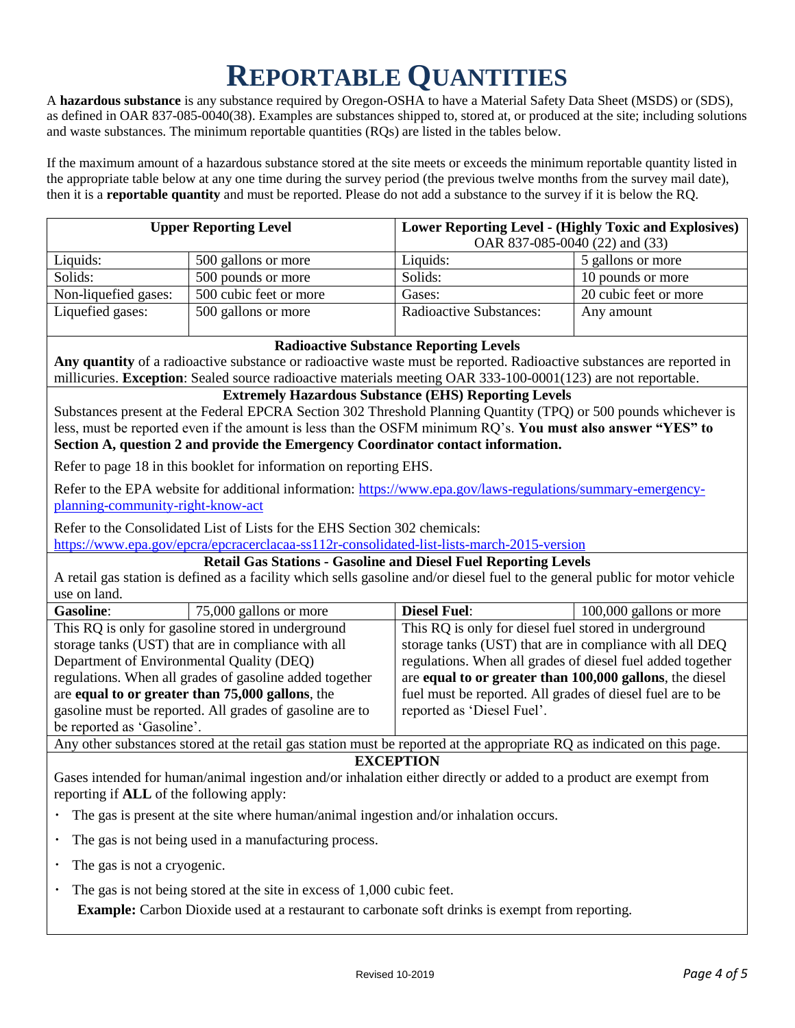# REPORTABLE QUANTITIES

A **hazardous substance** is any substance required by Oregon-OSHA to have a Material Safety Data Sheet (MSDS) or (SDS), as defined in OAR 837-085-0040(38). Examples are substances shipped to, stored at, or produced at the site; including solutions and waste substances. The minimum reportable quantities (RQs) are listed in the tables below.

If the maximum amount of a hazardous substance stored at the site meets or exceeds the minimum reportable quantity listed in the appropriate table below at any one time during the survey period (the previous twelve months from the survey mail date), then it is a **reportable quantity** and must be reported. Please do not add a substance to the survey if it is below the RQ.

| **Upper Reporting Level** | | **Lower Reporting Level - (Highly Toxic and Explosives)** OAR 837-085-0040 (22) and (33) | |
|---|---|---|---|
| Liquids: | 500 gallons or more | Liquids: | 5 gallons or more |
| Solids: | 500 pounds or more | Solids: | 10 pounds or more |
| Non-liquefied gases: | 500 cubic feet or more | Gases: | 20 cubic feet or more |
| Liquefied gases: | 500 gallons or more | Radioactive Substances: | Any amount |

**Radioactive Substance Reporting Levels**

**Any quantity** of a radioactive substance or radioactive waste must be reported. Radioactive substances are reported in millicuries. **Exception**: Sealed source radioactive materials meeting OAR 333-100-0001(123) are not reportable.

**Extremely Hazardous Substance (EHS) Reporting Levels**

Substances present at the Federal EPCRA Section 302 Threshold Planning Quantity (TPQ) or 500 pounds whichever is less, must be reported even if the amount is less than the OSFM minimum RQ's. **You must also answer "YES" to Section A, question 2 and provide the Emergency Coordinator contact information.**

Refer to page 18 in this booklet for information on reporting EHS.

Refer to the EPA website for additional information: https://www.epa.gov/laws-regulations/summary-emergency-planning-community-right-know-act

Refer to the Consolidated List of Lists for the EHS Section 302 chemicals: https://www.epa.gov/epcra/epcracerclacaa-ss112r-consolidated-list-lists-march-2015-version

**Retail Gas Stations - Gasoline and Diesel Fuel Reporting Levels**

A retail gas station is defined as a facility which sells gasoline and/or diesel fuel to the general public for motor vehicle use on land.

| **Gasoline**: | 75,000 gallons or more | **Diesel Fuel**: | 100,000 gallons or more |
|---|---|---|---|

This RQ is only for gasoline stored in underground storage tanks (UST) that are in compliance with all Department of Environmental Quality (DEQ) regulations. When all grades of gasoline added together are **equal to or greater than 75,000 gallons**, the gasoline must be reported. All grades of gasoline are to be reported as 'Gasoline'.

This RQ is only for diesel fuel stored in underground storage tanks (UST) that are in compliance with all DEQ regulations. When all grades of diesel fuel added together are **equal to or greater than 100,000 gallons**, the diesel fuel must be reported. All grades of diesel fuel are to be reported as 'Diesel Fuel'.

Any other substances stored at the retail gas station must be reported at the appropriate RQ as indicated on this page.

**EXCEPTION**

Gases intended for human/animal ingestion and/or inhalation either directly or added to a product are exempt from reporting if **ALL** of the following apply:

- The gas is present at the site where human/animal ingestion and/or inhalation occurs.
- The gas is not being used in a manufacturing process.
- The gas is not a cryogenic.
- The gas is not being stored at the site in excess of 1,000 cubic feet.

**Example:** Carbon Dioxide used at a restaurant to carbonate soft drinks is exempt from reporting.